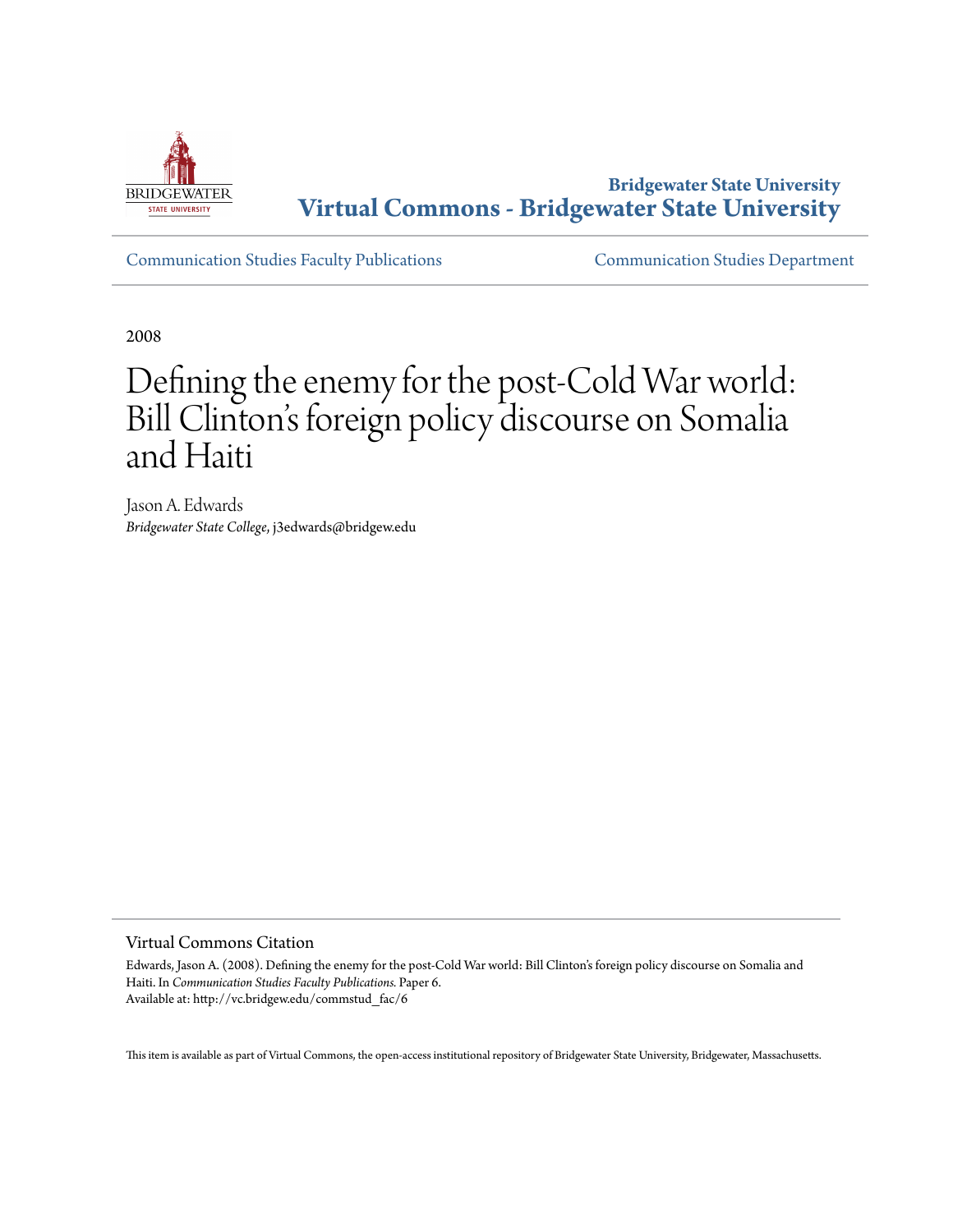**Bridgewater State University**
**Virtual Commons - Bridgewater State University**

Communication Studies Faculty Publications | Communication Studies Department

2008

# Defining the enemy for the post-Cold War world: Bill Clinton's foreign policy discourse on Somalia and Haiti

Jason A. Edwards
*Bridgewater State College*, j3edwards@bridgew.edu

## Virtual Commons Citation

Edwards, Jason A. (2008). Defining the enemy for the post-Cold War world: Bill Clinton's foreign policy discourse on Somalia and Haiti. In *Communication Studies Faculty Publications*. Paper 6.
Available at: http://vc.bridgew.edu/commstud_fac/6

This item is available as part of Virtual Commons, the open-access institutional repository of Bridgewater State University, Bridgewater, Massachusetts.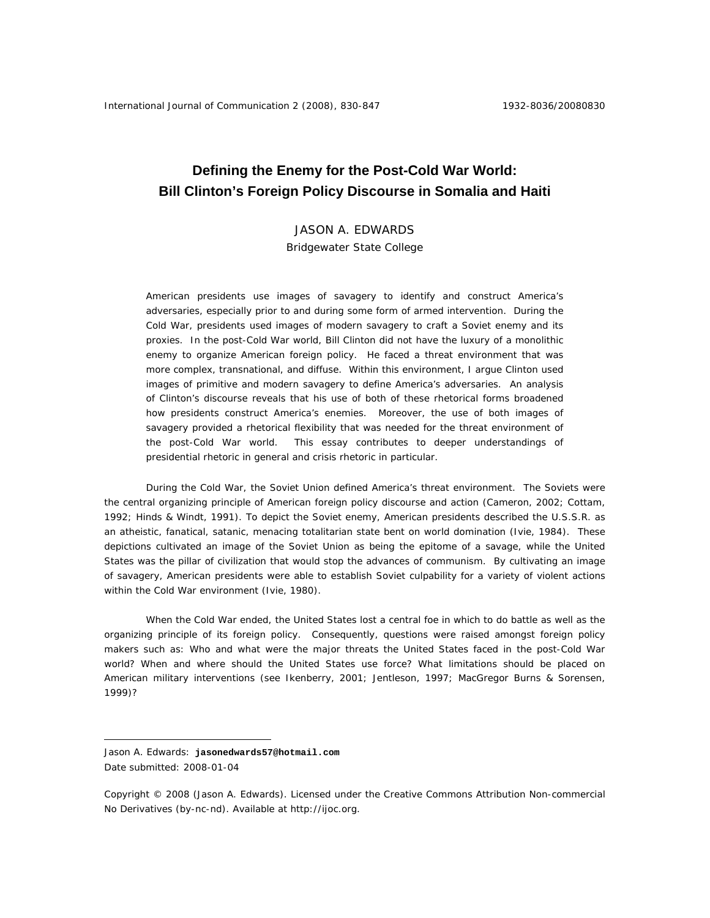# Defining the Enemy for the Post-Cold War World: Bill Clinton's Foreign Policy Discourse in Somalia and Haiti

JASON A. EDWARDS
Bridgewater State College

American presidents use images of savagery to identify and construct America's adversaries, especially prior to and during some form of armed intervention. During the Cold War, presidents used images of modern savagery to craft a Soviet enemy and its proxies. In the post-Cold War world, Bill Clinton did not have the luxury of a monolithic enemy to organize American foreign policy. He faced a threat environment that was more complex, transnational, and diffuse. Within this environment, I argue Clinton used images of primitive and modern savagery to define America's adversaries. An analysis of Clinton's discourse reveals that his use of both of these rhetorical forms broadened how presidents construct America's enemies. Moreover, the use of both images of savagery provided a rhetorical flexibility that was needed for the threat environment of the post-Cold War world. This essay contributes to deeper understandings of presidential rhetoric in general and crisis rhetoric in particular.

During the Cold War, the Soviet Union defined America's threat environment. The Soviets were the central organizing principle of American foreign policy discourse and action (Cameron, 2002; Cottam, 1992; Hinds & Windt, 1991). To depict the Soviet enemy, American presidents described the U.S.S.R. as an atheistic, fanatical, satanic, menacing totalitarian state bent on world domination (Ivie, 1984). These depictions cultivated an image of the Soviet Union as being the epitome of a savage, while the United States was the pillar of civilization that would stop the advances of communism. By cultivating an image of savagery, American presidents were able to establish Soviet culpability for a variety of violent actions within the Cold War environment (Ivie, 1980).

When the Cold War ended, the United States lost a central foe in which to do battle as well as the organizing principle of its foreign policy. Consequently, questions were raised amongst foreign policy makers such as: Who and what were the major threats the United States faced in the post-Cold War world? When and where should the United States use force? What limitations should be placed on American military interventions (see Ikenberry, 2001; Jentleson, 1997; MacGregor Burns & Sorensen, 1999)?

---

Jason A. Edwards: **jasonedwards57@hotmail.com**
Date submitted: 2008-01-04

Copyright © 2008 (Jason A. Edwards). Licensed under the Creative Commons Attribution Non-commercial No Derivatives (by-nc-nd). Available at http://ijoc.org.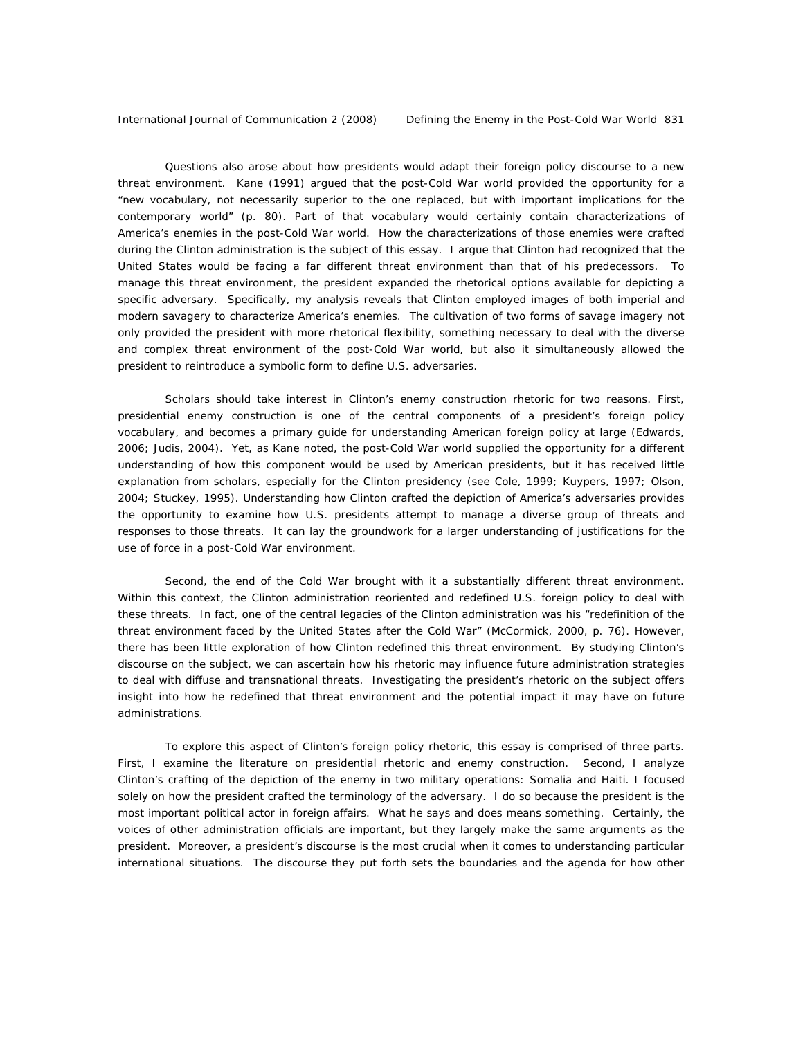Questions also arose about how presidents would adapt their foreign policy discourse to a new threat environment. Kane (1991) argued that the post-Cold War world provided the opportunity for a "new vocabulary, not necessarily superior to the one replaced, but with important implications for the contemporary world" (p. 80). Part of that vocabulary would certainly contain characterizations of America's enemies in the post-Cold War world. How the characterizations of those enemies were crafted during the Clinton administration is the subject of this essay. I argue that Clinton had recognized that the United States would be facing a far different threat environment than that of his predecessors. To manage this threat environment, the president expanded the rhetorical options available for depicting a specific adversary. Specifically, my analysis reveals that Clinton employed images of both imperial and modern savagery to characterize America's enemies. The cultivation of two forms of savage imagery not only provided the president with more rhetorical flexibility, something necessary to deal with the diverse and complex threat environment of the post-Cold War world, but also it simultaneously allowed the president to reintroduce a symbolic form to define U.S. adversaries.

Scholars should take interest in Clinton's enemy construction rhetoric for two reasons. First, presidential enemy construction is one of the central components of a president's foreign policy vocabulary, and becomes a primary guide for understanding American foreign policy at large (Edwards, 2006; Judis, 2004). Yet, as Kane noted, the post-Cold War world supplied the opportunity for a different understanding of how this component would be used by American presidents, but it has received little explanation from scholars, especially for the Clinton presidency (see Cole, 1999; Kuypers, 1997; Olson, 2004; Stuckey, 1995). Understanding how Clinton crafted the depiction of America's adversaries provides the opportunity to examine how U.S. presidents attempt to manage a diverse group of threats and responses to those threats. It can lay the groundwork for a larger understanding of justifications for the use of force in a post-Cold War environment.

Second, the end of the Cold War brought with it a substantially different threat environment. Within this context, the Clinton administration reoriented and redefined U.S. foreign policy to deal with these threats. In fact, one of the central legacies of the Clinton administration was his "redefinition of the threat environment faced by the United States after the Cold War" (McCormick, 2000, p. 76). However, there has been little exploration of how Clinton redefined this threat environment. By studying Clinton's discourse on the subject, we can ascertain how his rhetoric may influence future administration strategies to deal with diffuse and transnational threats. Investigating the president's rhetoric on the subject offers insight into how he redefined that threat environment and the potential impact it may have on future administrations.

To explore this aspect of Clinton's foreign policy rhetoric, this essay is comprised of three parts. First, I examine the literature on presidential rhetoric and enemy construction. Second, I analyze Clinton's crafting of the depiction of the enemy in two military operations: Somalia and Haiti. I focused solely on how the president crafted the terminology of the adversary. I do so because the president is the most important political actor in foreign affairs. What he says and does means something. Certainly, the voices of other administration officials are important, but they largely make the same arguments as the president. Moreover, a president's discourse is the most crucial when it comes to understanding particular international situations. The discourse they put forth sets the boundaries and the agenda for how other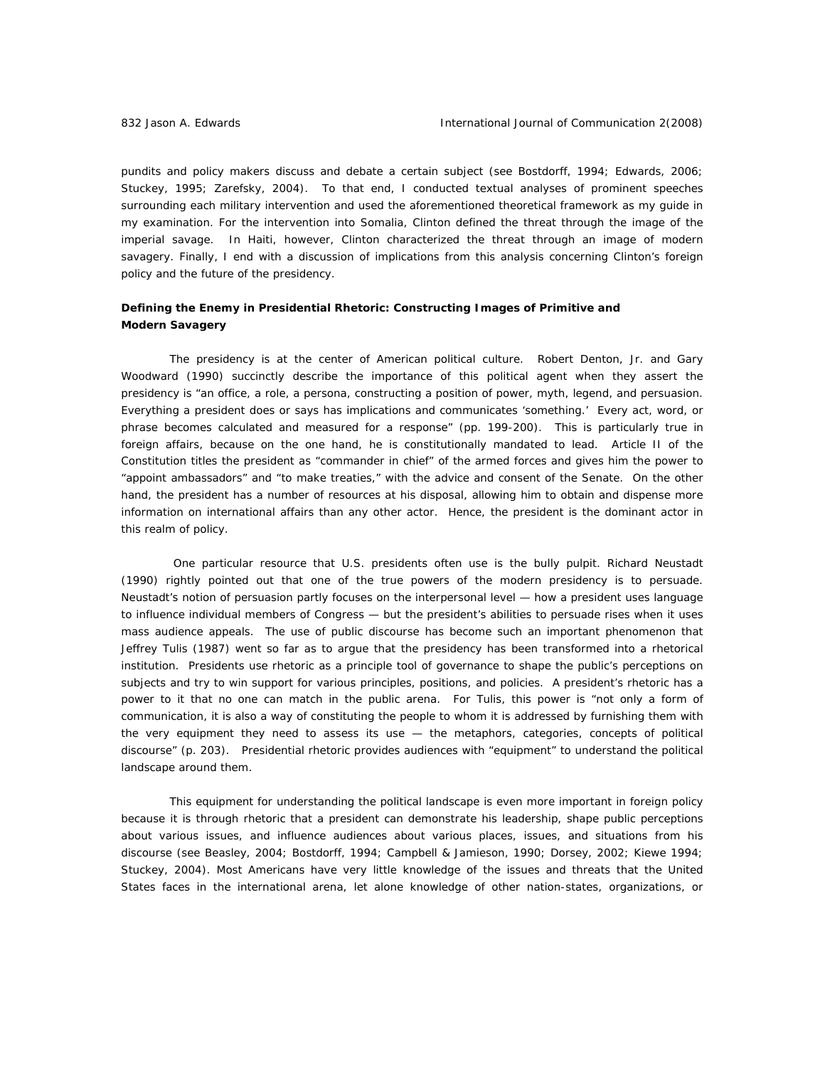pundits and policy makers discuss and debate a certain subject (see Bostdorff, 1994; Edwards, 2006; Stuckey, 1995; Zarefsky, 2004). To that end, I conducted textual analyses of prominent speeches surrounding each military intervention and used the aforementioned theoretical framework as my guide in my examination. For the intervention into Somalia, Clinton defined the threat through the image of the imperial savage. In Haiti, however, Clinton characterized the threat through an image of modern savagery. Finally, I end with a discussion of implications from this analysis concerning Clinton's foreign policy and the future of the presidency.

## Defining the Enemy in Presidential Rhetoric: Constructing Images of Primitive and Modern Savagery

The presidency is at the center of American political culture. Robert Denton, Jr. and Gary Woodward (1990) succinctly describe the importance of this political agent when they assert the presidency is "an office, a role, a persona, constructing a position of power, myth, legend, and persuasion. Everything a president does or says has implications and communicates 'something.' Every act, word, or phrase becomes calculated and measured for a response" (pp. 199-200). This is particularly true in foreign affairs, because on the one hand, he is constitutionally mandated to lead. Article II of the Constitution titles the president as "commander in chief" of the armed forces and gives him the power to "appoint ambassadors" and "to make treaties," with the advice and consent of the Senate. On the other hand, the president has a number of resources at his disposal, allowing him to obtain and dispense more information on international affairs than any other actor. Hence, the president is the dominant actor in this realm of policy.

One particular resource that U.S. presidents often use is the bully pulpit. Richard Neustadt (1990) rightly pointed out that one of the true powers of the modern presidency is to persuade. Neustadt's notion of persuasion partly focuses on the interpersonal level — how a president uses language to influence individual members of Congress — but the president's abilities to persuade rises when it uses mass audience appeals. The use of public discourse has become such an important phenomenon that Jeffrey Tulis (1987) went so far as to argue that the presidency has been transformed into a rhetorical institution. Presidents use rhetoric as a principle tool of governance to shape the public's perceptions on subjects and try to win support for various principles, positions, and policies. A president's rhetoric has a power to it that no one can match in the public arena. For Tulis, this power is "not only a form of communication, it is also a way of constituting the people to whom it is addressed by furnishing them with the very equipment they need to assess its use — the metaphors, categories, concepts of political discourse" (p. 203). Presidential rhetoric provides audiences with "equipment" to understand the political landscape around them.

This equipment for understanding the political landscape is even more important in foreign policy because it is through rhetoric that a president can demonstrate his leadership, shape public perceptions about various issues, and influence audiences about various places, issues, and situations from his discourse (see Beasley, 2004; Bostdorff, 1994; Campbell & Jamieson, 1990; Dorsey, 2002; Kiewe 1994; Stuckey, 2004). Most Americans have very little knowledge of the issues and threats that the United States faces in the international arena, let alone knowledge of other nation-states, organizations, or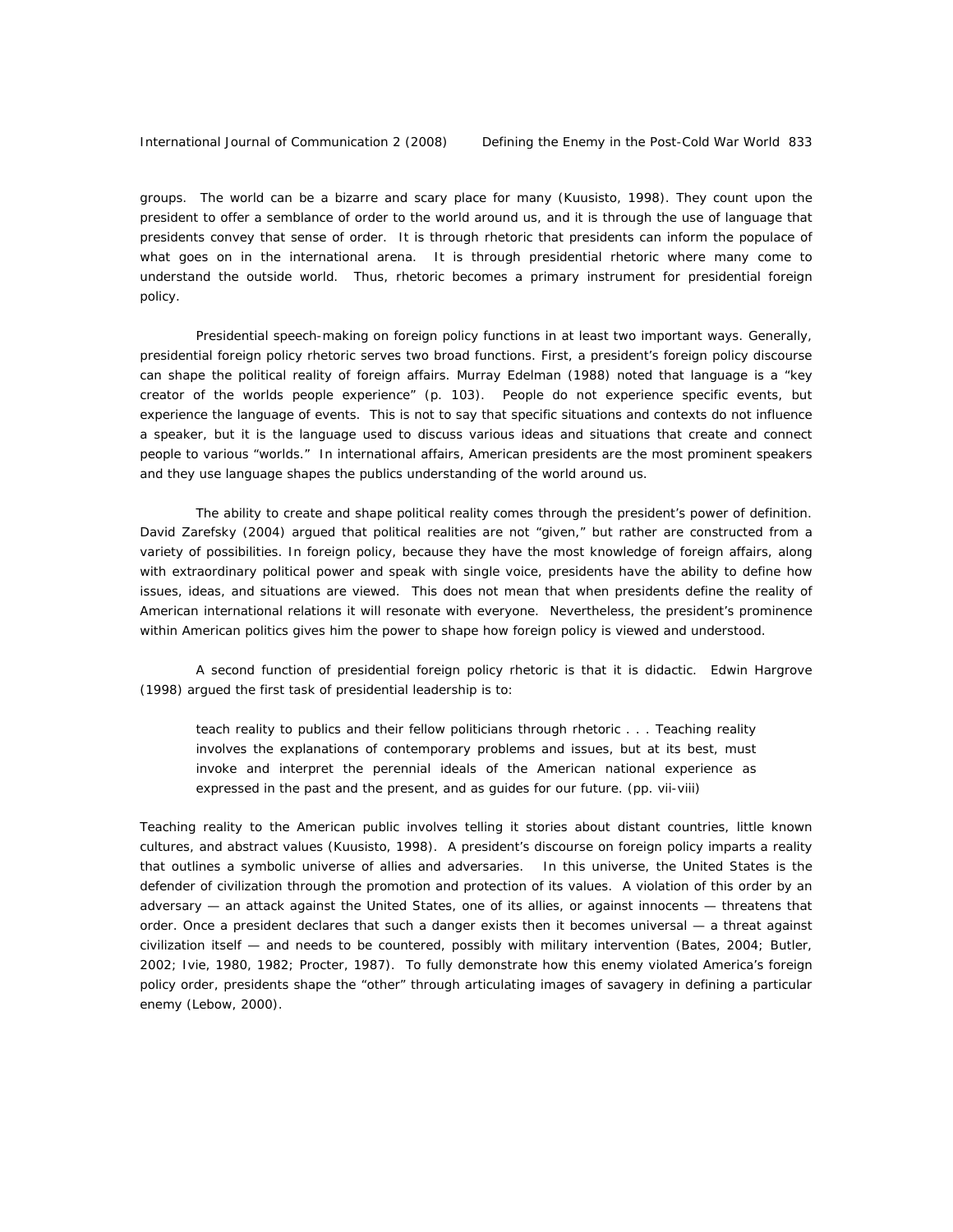groups. The world can be a bizarre and scary place for many (Kuusisto, 1998). They count upon the president to offer a semblance of order to the world around us, and it is through the use of language that presidents convey that sense of order. It is through rhetoric that presidents can inform the populace of what goes on in the international arena. It is through presidential rhetoric where many come to understand the outside world. Thus, rhetoric becomes a primary instrument for presidential foreign policy.

Presidential speech-making on foreign policy functions in at least two important ways. Generally, presidential foreign policy rhetoric serves two broad functions. First, a president's foreign policy discourse can shape the political reality of foreign affairs. Murray Edelman (1988) noted that language is a "key creator of the worlds people experience" (p. 103). People do not experience specific events, but experience the language of events. This is not to say that specific situations and contexts do not influence a speaker, but it is the language used to discuss various ideas and situations that create and connect people to various "worlds." In international affairs, American presidents are the most prominent speakers and they use language shapes the publics understanding of the world around us.

The ability to create and shape political reality comes through the president's power of definition. David Zarefsky (2004) argued that political realities are not "given," but rather are constructed from a variety of possibilities. In foreign policy, because they have the most knowledge of foreign affairs, along with extraordinary political power and speak with single voice, presidents have the ability to define how issues, ideas, and situations are viewed. This does not mean that when presidents define the reality of American international relations it will resonate with everyone. Nevertheless, the president's prominence within American politics gives him the power to shape how foreign policy is viewed and understood.

A second function of presidential foreign policy rhetoric is that it is didactic. Edwin Hargrove (1998) argued the first task of presidential leadership is to:

> teach reality to publics and their fellow politicians through rhetoric . . . Teaching reality involves the explanations of contemporary problems and issues, but at its best, must invoke and interpret the perennial ideals of the American national experience as expressed in the past and the present, and as guides for our future. (pp. vii-viii)

Teaching reality to the American public involves telling it stories about distant countries, little known cultures, and abstract values (Kuusisto, 1998). A president's discourse on foreign policy imparts a reality that outlines a symbolic universe of allies and adversaries. In this universe, the United States is the defender of civilization through the promotion and protection of its values. A violation of this order by an adversary — an attack against the United States, one of its allies, or against innocents — threatens that order. Once a president declares that such a danger exists then it becomes universal — a threat against civilization itself — and needs to be countered, possibly with military intervention (Bates, 2004; Butler, 2002; Ivie, 1980, 1982; Procter, 1987). To fully demonstrate how this enemy violated America's foreign policy order, presidents shape the "other" through articulating images of savagery in defining a particular enemy (Lebow, 2000).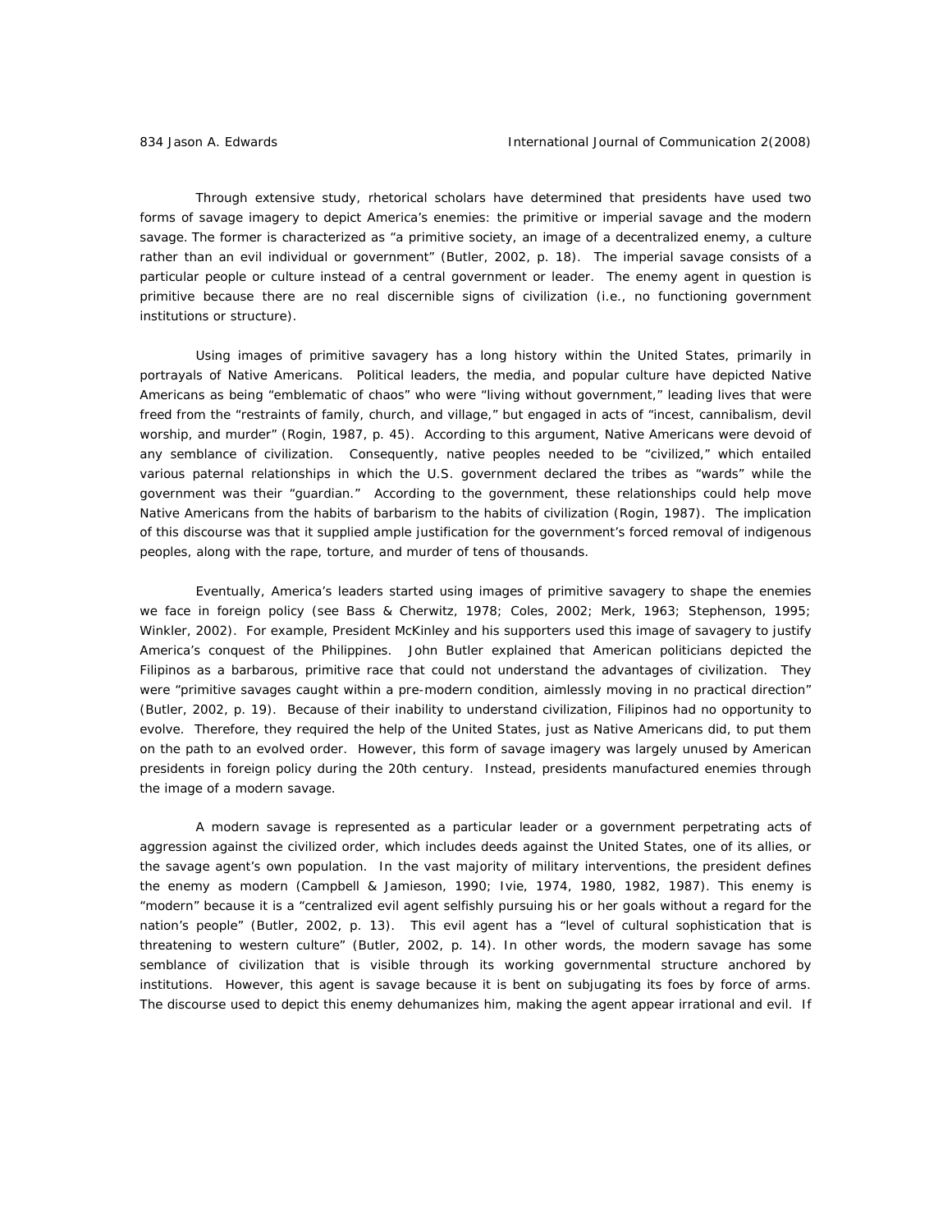Through extensive study, rhetorical scholars have determined that presidents have used two forms of savage imagery to depict America's enemies: the primitive or imperial savage and the modern savage. The former is characterized as "a primitive society, an image of a decentralized enemy, a culture rather than an evil individual or government" (Butler, 2002, p. 18). The imperial savage consists of a particular people or culture instead of a central government or leader. The enemy agent in question is primitive because there are no real discernible signs of civilization (i.e., no functioning government institutions or structure).

Using images of primitive savagery has a long history within the United States, primarily in portrayals of Native Americans. Political leaders, the media, and popular culture have depicted Native Americans as being "emblematic of chaos" who were "living without government," leading lives that were freed from the "restraints of family, church, and village," but engaged in acts of "incest, cannibalism, devil worship, and murder" (Rogin, 1987, p. 45). According to this argument, Native Americans were devoid of any semblance of civilization. Consequently, native peoples needed to be "civilized," which entailed various paternal relationships in which the U.S. government declared the tribes as "wards" while the government was their "guardian." According to the government, these relationships could help move Native Americans from the habits of barbarism to the habits of civilization (Rogin, 1987). The implication of this discourse was that it supplied ample justification for the government's forced removal of indigenous peoples, along with the rape, torture, and murder of tens of thousands.

Eventually, America's leaders started using images of primitive savagery to shape the enemies we face in foreign policy (see Bass & Cherwitz, 1978; Coles, 2002; Merk, 1963; Stephenson, 1995; Winkler, 2002). For example, President McKinley and his supporters used this image of savagery to justify America's conquest of the Philippines. John Butler explained that American politicians depicted the Filipinos as a barbarous, primitive race that could not understand the advantages of civilization. They were "primitive savages caught within a pre-modern condition, aimlessly moving in no practical direction" (Butler, 2002, p. 19). Because of their inability to understand civilization, Filipinos had no opportunity to evolve. Therefore, they required the help of the United States, just as Native Americans did, to put them on the path to an evolved order. However, this form of savage imagery was largely unused by American presidents in foreign policy during the 20th century. Instead, presidents manufactured enemies through the image of a modern savage.

A modern savage is represented as a particular leader or a government perpetrating acts of aggression against the civilized order, which includes deeds against the United States, one of its allies, or the savage agent's own population. In the vast majority of military interventions, the president defines the enemy as modern (Campbell & Jamieson, 1990; Ivie, 1974, 1980, 1982, 1987). This enemy is "modern" because it is a "centralized evil agent selfishly pursuing his or her goals without a regard for the nation's people" (Butler, 2002, p. 13). This evil agent has a "level of cultural sophistication that is threatening to western culture" (Butler, 2002, p. 14). In other words, the modern savage has some semblance of civilization that is visible through its working governmental structure anchored by institutions. However, this agent is savage because it is bent on subjugating its foes by force of arms. The discourse used to depict this enemy dehumanizes him, making the agent appear irrational and evil. If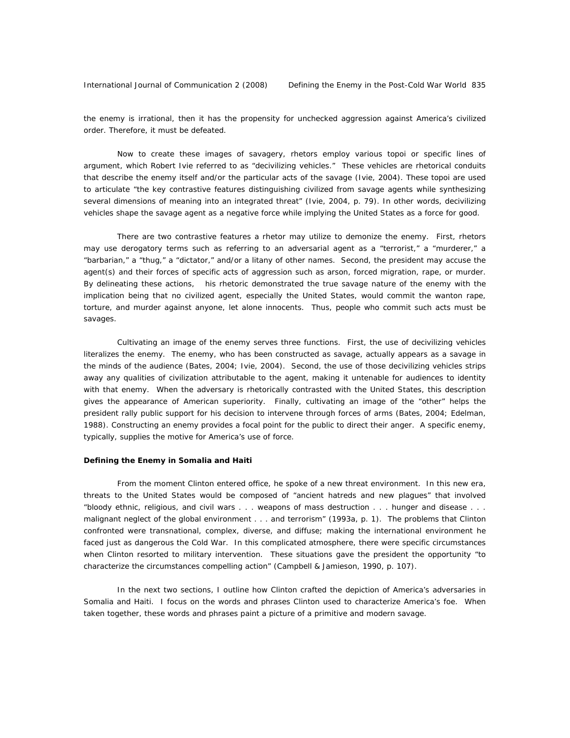the enemy is irrational, then it has the propensity for unchecked aggression against America's civilized order. Therefore, it must be defeated.

Now to create these images of savagery, rhetors employ various topoi or specific lines of argument, which Robert Ivie referred to as "decivilizing vehicles." These vehicles are rhetorical conduits that describe the enemy itself and/or the particular acts of the savage (Ivie, 2004). These topoi are used to articulate "the key contrastive features distinguishing civilized from savage agents while synthesizing several dimensions of meaning into an integrated threat" (Ivie, 2004, p. 79). In other words, decivilizing vehicles shape the savage agent as a negative force while implying the United States as a force for good.

There are two contrastive features a rhetor may utilize to demonize the enemy. First, rhetors may use derogatory terms such as referring to an adversarial agent as a "terrorist," a "murderer," a "barbarian," a "thug," a "dictator," and/or a litany of other names. Second, the president may accuse the agent(s) and their forces of specific acts of aggression such as arson, forced migration, rape, or murder. By delineating these actions, his rhetoric demonstrated the true savage nature of the enemy with the implication being that no civilized agent, especially the United States, would commit the wanton rape, torture, and murder against anyone, let alone innocents. Thus, people who commit such acts must be savages.

Cultivating an image of the enemy serves three functions. First, the use of decivilizing vehicles literalizes the enemy. The enemy, who has been constructed as savage, actually appears as a savage in the minds of the audience (Bates, 2004; Ivie, 2004). Second, the use of those decivilizing vehicles strips away any qualities of civilization attributable to the agent, making it untenable for audiences to identity with that enemy. When the adversary is rhetorically contrasted with the United States, this description gives the appearance of American superiority. Finally, cultivating an image of the "other" helps the president rally public support for his decision to intervene through forces of arms (Bates, 2004; Edelman, 1988). Constructing an enemy provides a focal point for the public to direct their anger. A specific enemy, typically, supplies the motive for America's use of force.

**Defining the Enemy in Somalia and Haiti**

From the moment Clinton entered office, he spoke of a new threat environment. In this new era, threats to the United States would be composed of "ancient hatreds and new plagues" that involved "bloody ethnic, religious, and civil wars . . . weapons of mass destruction . . . hunger and disease . . . malignant neglect of the global environment . . . and terrorism" (1993a, p. 1). The problems that Clinton confronted were transnational, complex, diverse, and diffuse; making the international environment he faced just as dangerous the Cold War. In this complicated atmosphere, there were specific circumstances when Clinton resorted to military intervention. These situations gave the president the opportunity "to characterize the circumstances compelling action" (Campbell & Jamieson, 1990, p. 107).

In the next two sections, I outline how Clinton crafted the depiction of America's adversaries in Somalia and Haiti. I focus on the words and phrases Clinton used to characterize America's foe. When taken together, these words and phrases paint a picture of a primitive and modern savage.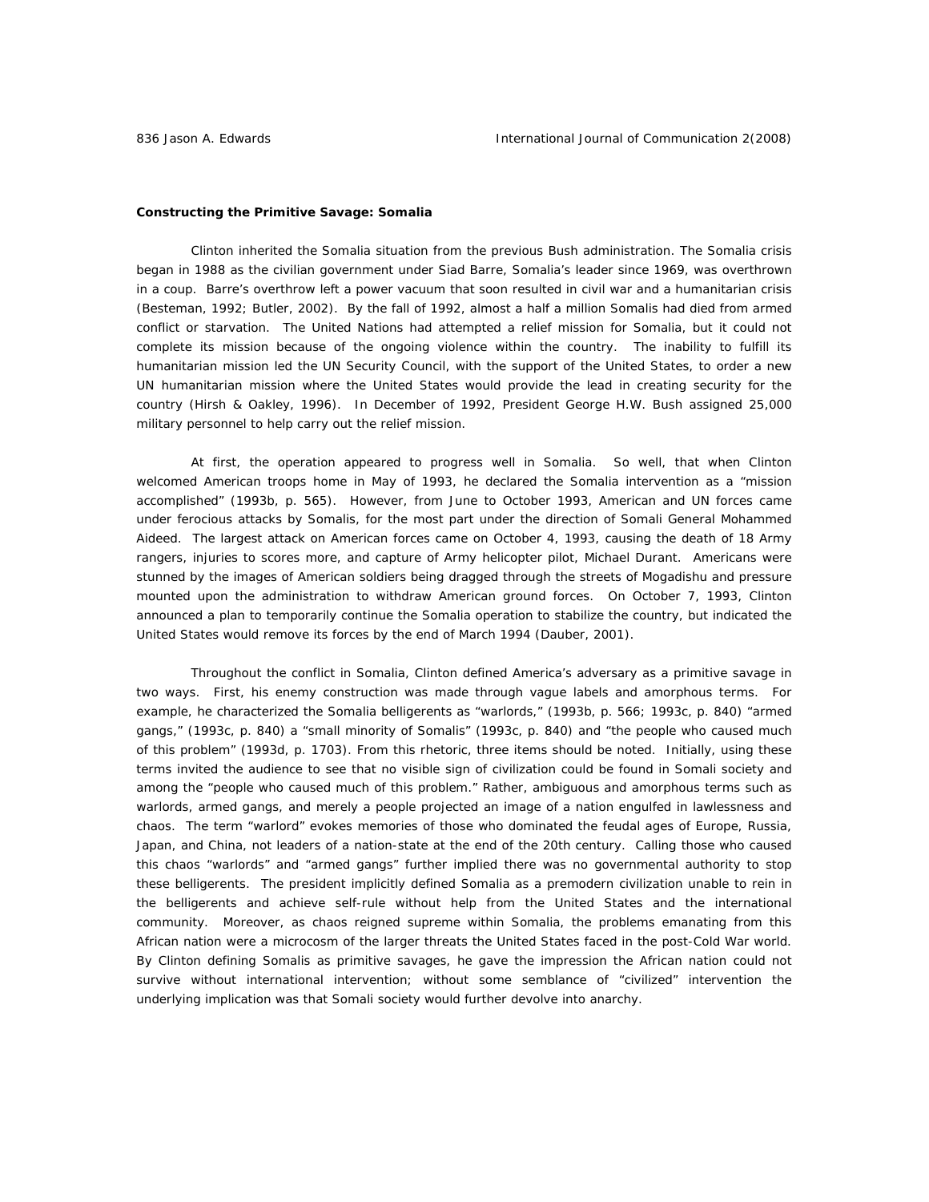**Constructing the Primitive Savage: Somalia**

Clinton inherited the Somalia situation from the previous Bush administration. The Somalia crisis began in 1988 as the civilian government under Siad Barre, Somalia's leader since 1969, was overthrown in a coup. Barre's overthrow left a power vacuum that soon resulted in civil war and a humanitarian crisis (Besteman, 1992; Butler, 2002). By the fall of 1992, almost a half a million Somalis had died from armed conflict or starvation. The United Nations had attempted a relief mission for Somalia, but it could not complete its mission because of the ongoing violence within the country. The inability to fulfill its humanitarian mission led the UN Security Council, with the support of the United States, to order a new UN humanitarian mission where the United States would provide the lead in creating security for the country (Hirsh & Oakley, 1996). In December of 1992, President George H.W. Bush assigned 25,000 military personnel to help carry out the relief mission.

At first, the operation appeared to progress well in Somalia. So well, that when Clinton welcomed American troops home in May of 1993, he declared the Somalia intervention as a "mission accomplished" (1993b, p. 565). However, from June to October 1993, American and UN forces came under ferocious attacks by Somalis, for the most part under the direction of Somali General Mohammed Aideed. The largest attack on American forces came on October 4, 1993, causing the death of 18 Army rangers, injuries to scores more, and capture of Army helicopter pilot, Michael Durant. Americans were stunned by the images of American soldiers being dragged through the streets of Mogadishu and pressure mounted upon the administration to withdraw American ground forces. On October 7, 1993, Clinton announced a plan to temporarily continue the Somalia operation to stabilize the country, but indicated the United States would remove its forces by the end of March 1994 (Dauber, 2001).

Throughout the conflict in Somalia, Clinton defined America's adversary as a primitive savage in two ways. First, his enemy construction was made through vague labels and amorphous terms. For example, he characterized the Somalia belligerents as "warlords," (1993b, p. 566; 1993c, p. 840) "armed gangs," (1993c, p. 840) a "small minority of Somalis" (1993c, p. 840) and "the people who caused much of this problem" (1993d, p. 1703). From this rhetoric, three items should be noted. Initially, using these terms invited the audience to see that no visible sign of civilization could be found in Somali society and among the "people who caused much of this problem." Rather, ambiguous and amorphous terms such as warlords, armed gangs, and merely a people projected an image of a nation engulfed in lawlessness and chaos. The term "warlord" evokes memories of those who dominated the feudal ages of Europe, Russia, Japan, and China, not leaders of a nation-state at the end of the 20th century. Calling those who caused this chaos "warlords" and "armed gangs" further implied there was no governmental authority to stop these belligerents. The president implicitly defined Somalia as a premodern civilization unable to rein in the belligerents and achieve self-rule without help from the United States and the international community. Moreover, as chaos reigned supreme within Somalia, the problems emanating from this African nation were a microcosm of the larger threats the United States faced in the post-Cold War world. By Clinton defining Somalis as primitive savages, he gave the impression the African nation could not survive without international intervention; without some semblance of "civilized" intervention the underlying implication was that Somali society would further devolve into anarchy.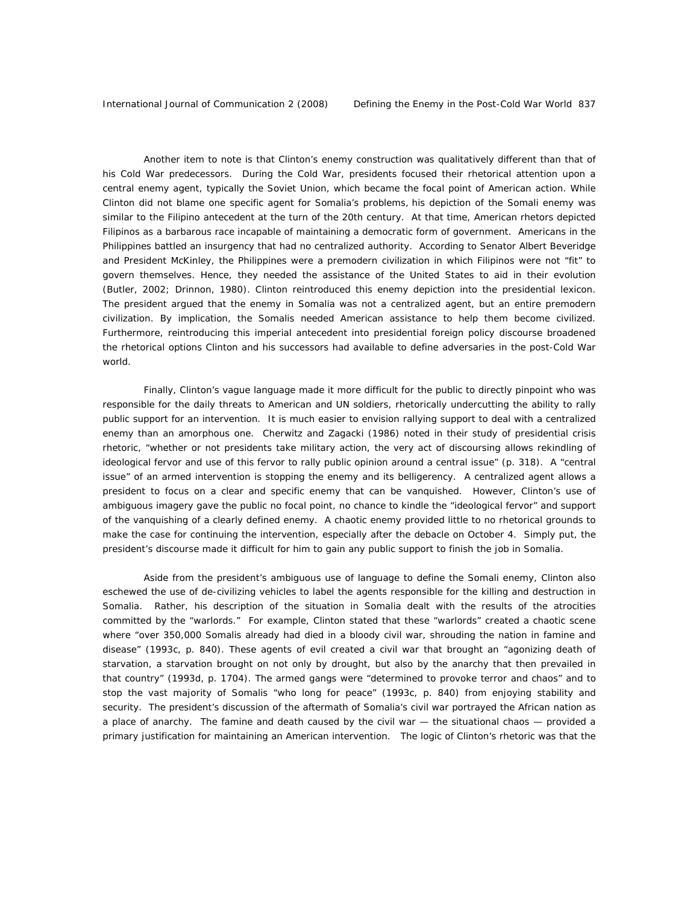Another item to note is that Clinton's enemy construction was qualitatively different than that of his Cold War predecessors. During the Cold War, presidents focused their rhetorical attention upon a central enemy agent, typically the Soviet Union, which became the focal point of American action. While Clinton did not blame one specific agent for Somalia's problems, his depiction of the Somali enemy was similar to the Filipino antecedent at the turn of the 20th century. At that time, American rhetors depicted Filipinos as a barbarous race incapable of maintaining a democratic form of government. Americans in the Philippines battled an insurgency that had no centralized authority. According to Senator Albert Beveridge and President McKinley, the Philippines were a premodern civilization in which Filipinos were not "fit" to govern themselves. Hence, they needed the assistance of the United States to aid in their evolution (Butler, 2002; Drinnon, 1980). Clinton reintroduced this enemy depiction into the presidential lexicon. The president argued that the enemy in Somalia was not a centralized agent, but an entire premodern civilization. By implication, the Somalis needed American assistance to help them become civilized. Furthermore, reintroducing this imperial antecedent into presidential foreign policy discourse broadened the rhetorical options Clinton and his successors had available to define adversaries in the post-Cold War world.

Finally, Clinton's vague language made it more difficult for the public to directly pinpoint who was responsible for the daily threats to American and UN soldiers, rhetorically undercutting the ability to rally public support for an intervention. It is much easier to envision rallying support to deal with a centralized enemy than an amorphous one. Cherwitz and Zagacki (1986) noted in their study of presidential crisis rhetoric, "whether or not presidents take military action, the very act of discoursing allows rekindling of ideological fervor and use of this fervor to rally public opinion around a central issue" (p. 318). A "central issue" of an armed intervention is stopping the enemy and its belligerency. A centralized agent allows a president to focus on a clear and specific enemy that can be vanquished. However, Clinton's use of ambiguous imagery gave the public no focal point, no chance to kindle the "ideological fervor" and support of the vanquishing of a clearly defined enemy. A chaotic enemy provided little to no rhetorical grounds to make the case for continuing the intervention, especially after the debacle on October 4. Simply put, the president's discourse made it difficult for him to gain any public support to finish the job in Somalia.

Aside from the president's ambiguous use of language to define the Somali enemy, Clinton also eschewed the use of de-civilizing vehicles to label the agents responsible for the killing and destruction in Somalia. Rather, his description of the situation in Somalia dealt with the results of the atrocities committed by the "warlords." For example, Clinton stated that these "warlords" created a chaotic scene where "over 350,000 Somalis already had died in a bloody civil war, shrouding the nation in famine and disease" (1993c, p. 840). These agents of evil created a civil war that brought an "agonizing death of starvation, a starvation brought on not only by drought, but also by the anarchy that then prevailed in that country" (1993d, p. 1704). The armed gangs were "determined to provoke terror and chaos" and to stop the vast majority of Somalis "who long for peace" (1993c, p. 840) from enjoying stability and security. The president's discussion of the aftermath of Somalia's civil war portrayed the African nation as a place of anarchy. The famine and death caused by the civil war — the situational chaos — provided a primary justification for maintaining an American intervention. The logic of Clinton's rhetoric was that the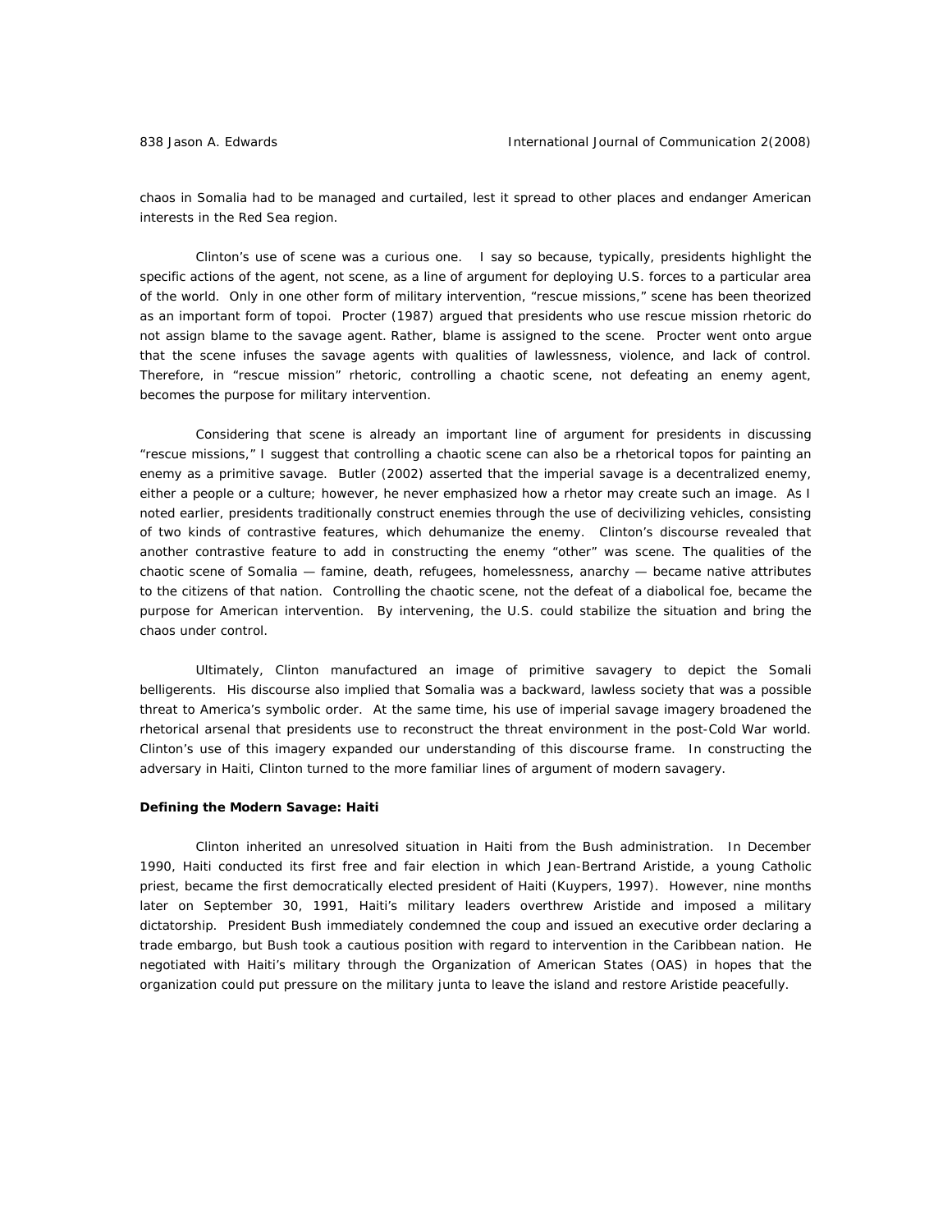chaos in Somalia had to be managed and curtailed, lest it spread to other places and endanger American interests in the Red Sea region.

Clinton's use of scene was a curious one. I say so because, typically, presidents highlight the specific actions of the agent, not scene, as a line of argument for deploying U.S. forces to a particular area of the world. Only in one other form of military intervention, "rescue missions," scene has been theorized as an important form of topoi. Procter (1987) argued that presidents who use rescue mission rhetoric do not assign blame to the savage agent. Rather, blame is assigned to the scene. Procter went onto argue that the scene infuses the savage agents with qualities of lawlessness, violence, and lack of control. Therefore, in "rescue mission" rhetoric, controlling a chaotic scene, not defeating an enemy agent, becomes the purpose for military intervention.

Considering that scene is already an important line of argument for presidents in discussing "rescue missions," I suggest that controlling a chaotic scene can also be a rhetorical topos for painting an enemy as a primitive savage. Butler (2002) asserted that the imperial savage is a decentralized enemy, either a people or a culture; however, he never emphasized how a rhetor may create such an image. As I noted earlier, presidents traditionally construct enemies through the use of decivilizing vehicles, consisting of two kinds of contrastive features, which dehumanize the enemy. Clinton's discourse revealed that another contrastive feature to add in constructing the enemy "other" was scene. The qualities of the chaotic scene of Somalia — famine, death, refugees, homelessness, anarchy — became native attributes to the citizens of that nation. Controlling the chaotic scene, not the defeat of a diabolical foe, became the purpose for American intervention. By intervening, the U.S. could stabilize the situation and bring the chaos under control.

Ultimately, Clinton manufactured an image of primitive savagery to depict the Somali belligerents. His discourse also implied that Somalia was a backward, lawless society that was a possible threat to America's symbolic order. At the same time, his use of imperial savage imagery broadened the rhetorical arsenal that presidents use to reconstruct the threat environment in the post-Cold War world. Clinton's use of this imagery expanded our understanding of this discourse frame. In constructing the adversary in Haiti, Clinton turned to the more familiar lines of argument of modern savagery.

**Defining the Modern Savage: Haiti**

Clinton inherited an unresolved situation in Haiti from the Bush administration. In December 1990, Haiti conducted its first free and fair election in which Jean-Bertrand Aristide, a young Catholic priest, became the first democratically elected president of Haiti (Kuypers, 1997). However, nine months later on September 30, 1991, Haiti's military leaders overthrew Aristide and imposed a military dictatorship. President Bush immediately condemned the coup and issued an executive order declaring a trade embargo, but Bush took a cautious position with regard to intervention in the Caribbean nation. He negotiated with Haiti's military through the Organization of American States (OAS) in hopes that the organization could put pressure on the military junta to leave the island and restore Aristide peacefully.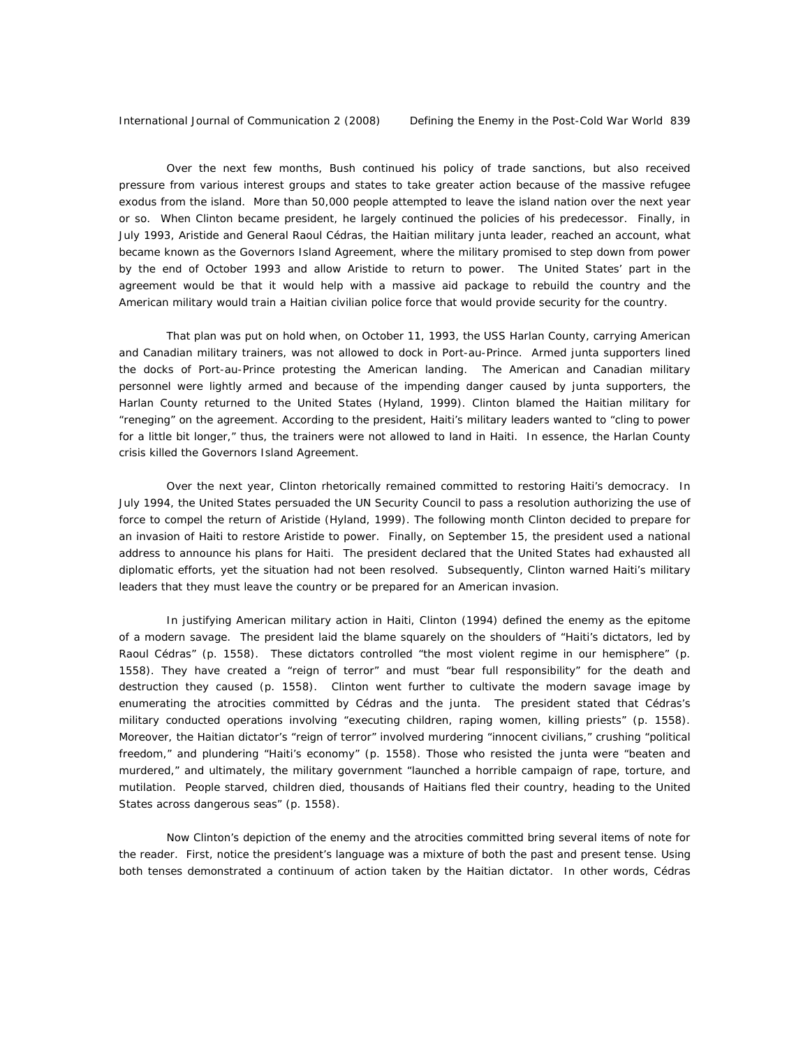Over the next few months, Bush continued his policy of trade sanctions, but also received pressure from various interest groups and states to take greater action because of the massive refugee exodus from the island. More than 50,000 people attempted to leave the island nation over the next year or so. When Clinton became president, he largely continued the policies of his predecessor. Finally, in July 1993, Aristide and General Raoul Cédras, the Haitian military junta leader, reached an account, what became known as the Governors Island Agreement, where the military promised to step down from power by the end of October 1993 and allow Aristide to return to power. The United States' part in the agreement would be that it would help with a massive aid package to rebuild the country and the American military would train a Haitian civilian police force that would provide security for the country.

That plan was put on hold when, on October 11, 1993, the USS Harlan County, carrying American and Canadian military trainers, was not allowed to dock in Port-au-Prince. Armed junta supporters lined the docks of Port-au-Prince protesting the American landing. The American and Canadian military personnel were lightly armed and because of the impending danger caused by junta supporters, the Harlan County returned to the United States (Hyland, 1999). Clinton blamed the Haitian military for "reneging" on the agreement. According to the president, Haiti's military leaders wanted to "cling to power for a little bit longer," thus, the trainers were not allowed to land in Haiti. In essence, the Harlan County crisis killed the Governors Island Agreement.

Over the next year, Clinton rhetorically remained committed to restoring Haiti's democracy. In July 1994, the United States persuaded the UN Security Council to pass a resolution authorizing the use of force to compel the return of Aristide (Hyland, 1999). The following month Clinton decided to prepare for an invasion of Haiti to restore Aristide to power. Finally, on September 15, the president used a national address to announce his plans for Haiti. The president declared that the United States had exhausted all diplomatic efforts, yet the situation had not been resolved. Subsequently, Clinton warned Haiti's military leaders that they must leave the country or be prepared for an American invasion.

In justifying American military action in Haiti, Clinton (1994) defined the enemy as the epitome of a modern savage. The president laid the blame squarely on the shoulders of "Haiti's dictators, led by Raoul Cédras" (p. 1558). These dictators controlled "the most violent regime in our hemisphere" (p. 1558). They have created a "reign of terror" and must "bear full responsibility" for the death and destruction they caused (p. 1558). Clinton went further to cultivate the modern savage image by enumerating the atrocities committed by Cédras and the junta. The president stated that Cédras's military conducted operations involving "executing children, raping women, killing priests" (p. 1558). Moreover, the Haitian dictator's "reign of terror" involved murdering "innocent civilians," crushing "political freedom," and plundering "Haiti's economy" (p. 1558). Those who resisted the junta were "beaten and murdered," and ultimately, the military government "launched a horrible campaign of rape, torture, and mutilation. People starved, children died, thousands of Haitians fled their country, heading to the United States across dangerous seas" (p. 1558).

Now Clinton's depiction of the enemy and the atrocities committed bring several items of note for the reader. First, notice the president's language was a mixture of both the past and present tense. Using both tenses demonstrated a continuum of action taken by the Haitian dictator. In other words, Cédras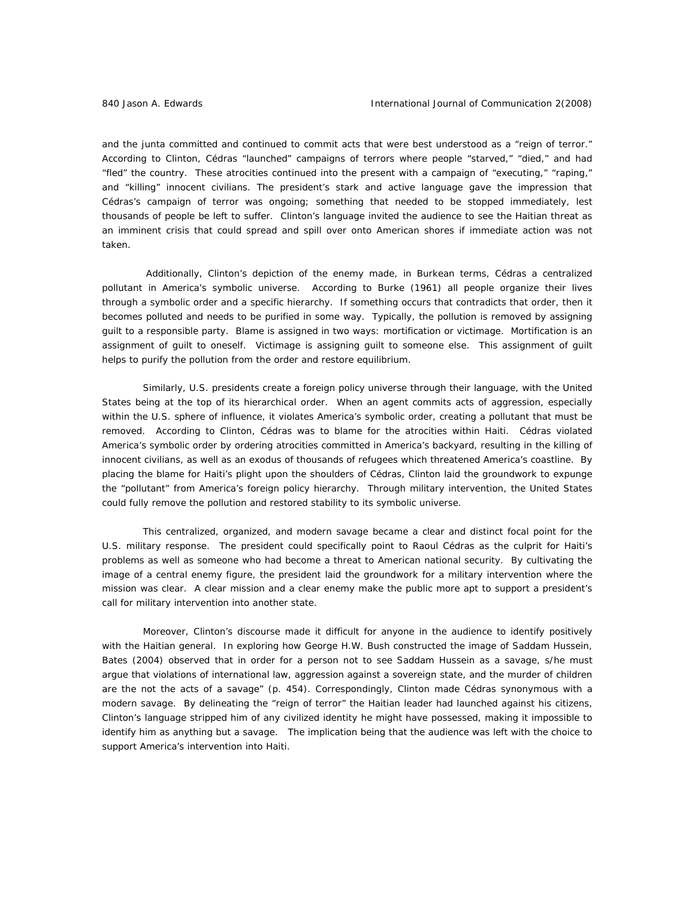and the junta committed and continued to commit acts that were best understood as a "reign of terror." According to Clinton, Cédras "launched" campaigns of terrors where people "starved," "died," and had "fled" the country. These atrocities continued into the present with a campaign of "executing," "raping," and "killing" innocent civilians. The president's stark and active language gave the impression that Cédras's campaign of terror was ongoing; something that needed to be stopped immediately, lest thousands of people be left to suffer. Clinton's language invited the audience to see the Haitian threat as an imminent crisis that could spread and spill over onto American shores if immediate action was not taken.

Additionally, Clinton's depiction of the enemy made, in Burkean terms, Cédras a centralized pollutant in America's symbolic universe. According to Burke (1961) all people organize their lives through a symbolic order and a specific hierarchy. If something occurs that contradicts that order, then it becomes polluted and needs to be purified in some way. Typically, the pollution is removed by assigning guilt to a responsible party. Blame is assigned in two ways: mortification or victimage. Mortification is an assignment of guilt to oneself. Victimage is assigning guilt to someone else. This assignment of guilt helps to purify the pollution from the order and restore equilibrium.

Similarly, U.S. presidents create a foreign policy universe through their language, with the United States being at the top of its hierarchical order. When an agent commits acts of aggression, especially within the U.S. sphere of influence, it violates America's symbolic order, creating a pollutant that must be removed. According to Clinton, Cédras was to blame for the atrocities within Haiti. Cédras violated America's symbolic order by ordering atrocities committed in America's backyard, resulting in the killing of innocent civilians, as well as an exodus of thousands of refugees which threatened America's coastline. By placing the blame for Haiti's plight upon the shoulders of Cédras, Clinton laid the groundwork to expunge the "pollutant" from America's foreign policy hierarchy. Through military intervention, the United States could fully remove the pollution and restored stability to its symbolic universe.

This centralized, organized, and modern savage became a clear and distinct focal point for the U.S. military response. The president could specifically point to Raoul Cédras as the culprit for Haiti's problems as well as someone who had become a threat to American national security. By cultivating the image of a central enemy figure, the president laid the groundwork for a military intervention where the mission was clear. A clear mission and a clear enemy make the public more apt to support a president's call for military intervention into another state.

Moreover, Clinton's discourse made it difficult for anyone in the audience to identify positively with the Haitian general. In exploring how George H.W. Bush constructed the image of Saddam Hussein, Bates (2004) observed that in order for a person not to see Saddam Hussein as a savage, s/he must argue that violations of international law, aggression against a sovereign state, and the murder of children are the not the acts of a savage" (p. 454). Correspondingly, Clinton made Cédras synonymous with a modern savage. By delineating the "reign of terror" the Haitian leader had launched against his citizens, Clinton's language stripped him of any civilized identity he might have possessed, making it impossible to identify him as anything but a savage. The implication being that the audience was left with the choice to support America's intervention into Haiti.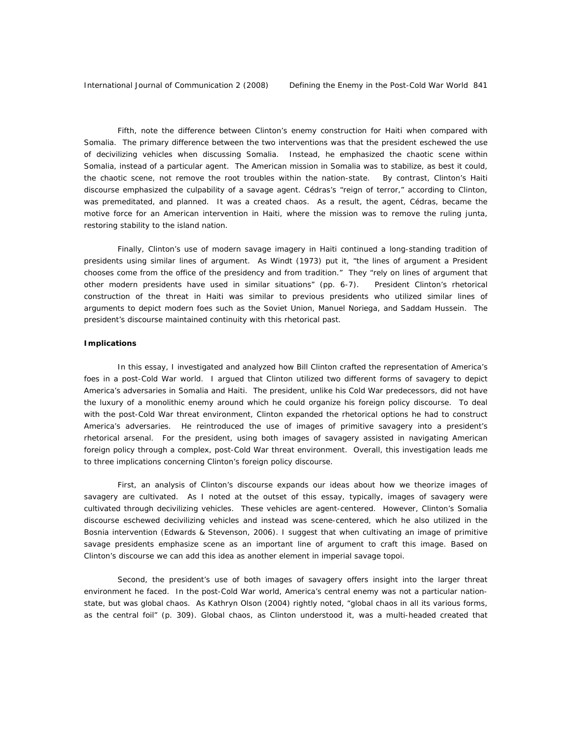Fifth, note the difference between Clinton's enemy construction for Haiti when compared with Somalia. The primary difference between the two interventions was that the president eschewed the use of decivilizing vehicles when discussing Somalia. Instead, he emphasized the chaotic scene within Somalia, instead of a particular agent. The American mission in Somalia was to stabilize, as best it could, the chaotic scene, not remove the root troubles within the nation-state. By contrast, Clinton's Haiti discourse emphasized the culpability of a savage agent. Cédras's "reign of terror," according to Clinton, was premeditated, and planned. It was a created chaos. As a result, the agent, Cédras, became the motive force for an American intervention in Haiti, where the mission was to remove the ruling junta, restoring stability to the island nation.

Finally, Clinton's use of modern savage imagery in Haiti continued a long-standing tradition of presidents using similar lines of argument. As Windt (1973) put it, "the lines of argument a President chooses come from the office of the presidency and from tradition." They "rely on lines of argument that other modern presidents have used in similar situations" (pp. 6-7). President Clinton's rhetorical construction of the threat in Haiti was similar to previous presidents who utilized similar lines of arguments to depict modern foes such as the Soviet Union, Manuel Noriega, and Saddam Hussein. The president's discourse maintained continuity with this rhetorical past.

**Implications**

In this essay, I investigated and analyzed how Bill Clinton crafted the representation of America's foes in a post-Cold War world. I argued that Clinton utilized two different forms of savagery to depict America's adversaries in Somalia and Haiti. The president, unlike his Cold War predecessors, did not have the luxury of a monolithic enemy around which he could organize his foreign policy discourse. To deal with the post-Cold War threat environment, Clinton expanded the rhetorical options he had to construct America's adversaries. He reintroduced the use of images of primitive savagery into a president's rhetorical arsenal. For the president, using both images of savagery assisted in navigating American foreign policy through a complex, post-Cold War threat environment. Overall, this investigation leads me to three implications concerning Clinton's foreign policy discourse.

First, an analysis of Clinton's discourse expands our ideas about how we theorize images of savagery are cultivated. As I noted at the outset of this essay, typically, images of savagery were cultivated through decivilizing vehicles. These vehicles are agent-centered. However, Clinton's Somalia discourse eschewed decivilizing vehicles and instead was scene-centered, which he also utilized in the Bosnia intervention (Edwards & Stevenson, 2006). I suggest that when cultivating an image of primitive savage presidents emphasize scene as an important line of argument to craft this image. Based on Clinton's discourse we can add this idea as another element in imperial savage topoi.

Second, the president's use of both images of savagery offers insight into the larger threat environment he faced. In the post-Cold War world, America's central enemy was not a particular nation-state, but was global chaos. As Kathryn Olson (2004) rightly noted, "global chaos in all its various forms, as the central foil" (p. 309). Global chaos, as Clinton understood it, was a multi-headed created that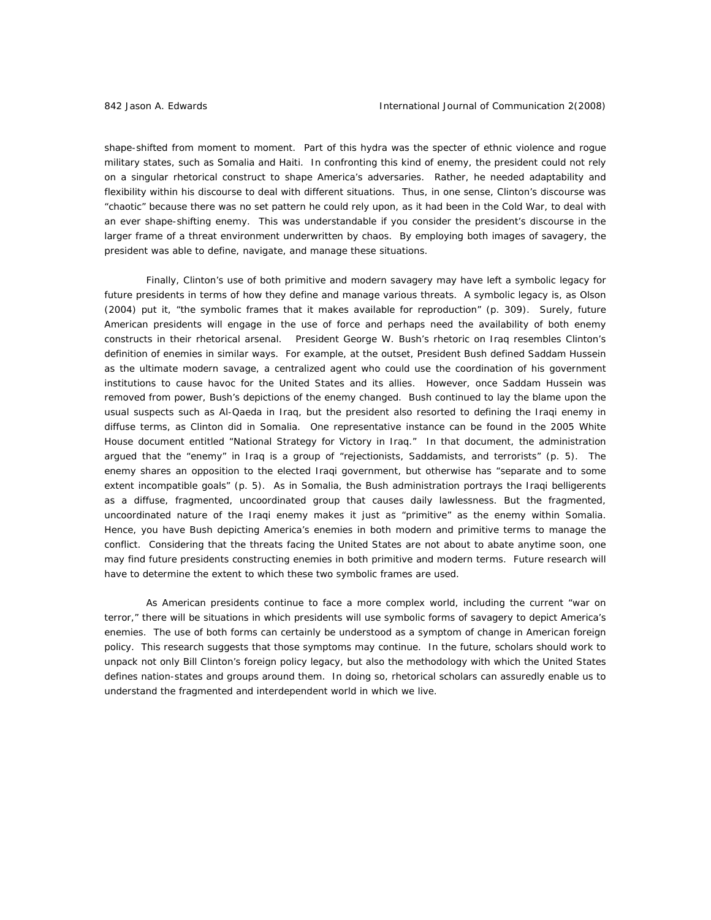shape-shifted from moment to moment. Part of this hydra was the specter of ethnic violence and rogue military states, such as Somalia and Haiti. In confronting this kind of enemy, the president could not rely on a singular rhetorical construct to shape America's adversaries. Rather, he needed adaptability and flexibility within his discourse to deal with different situations. Thus, in one sense, Clinton's discourse was "chaotic" because there was no set pattern he could rely upon, as it had been in the Cold War, to deal with an ever shape-shifting enemy. This was understandable if you consider the president's discourse in the larger frame of a threat environment underwritten by chaos. By employing both images of savagery, the president was able to define, navigate, and manage these situations.

Finally, Clinton's use of both primitive and modern savagery may have left a symbolic legacy for future presidents in terms of how they define and manage various threats. A symbolic legacy is, as Olson (2004) put it, "the symbolic frames that it makes available for reproduction" (p. 309). Surely, future American presidents will engage in the use of force and perhaps need the availability of both enemy constructs in their rhetorical arsenal. President George W. Bush's rhetoric on Iraq resembles Clinton's definition of enemies in similar ways. For example, at the outset, President Bush defined Saddam Hussein as the ultimate modern savage, a centralized agent who could use the coordination of his government institutions to cause havoc for the United States and its allies. However, once Saddam Hussein was removed from power, Bush's depictions of the enemy changed. Bush continued to lay the blame upon the usual suspects such as Al-Qaeda in Iraq, but the president also resorted to defining the Iraqi enemy in diffuse terms, as Clinton did in Somalia. One representative instance can be found in the 2005 White House document entitled "National Strategy for Victory in Iraq." In that document, the administration argued that the "enemy" in Iraq is a group of "rejectionists, Saddamists, and terrorists" (p. 5). The enemy shares an opposition to the elected Iraqi government, but otherwise has "separate and to some extent incompatible goals" (p. 5). As in Somalia, the Bush administration portrays the Iraqi belligerents as a diffuse, fragmented, uncoordinated group that causes daily lawlessness. But the fragmented, uncoordinated nature of the Iraqi enemy makes it just as "primitive" as the enemy within Somalia. Hence, you have Bush depicting America's enemies in both modern and primitive terms to manage the conflict. Considering that the threats facing the United States are not about to abate anytime soon, one may find future presidents constructing enemies in both primitive and modern terms. Future research will have to determine the extent to which these two symbolic frames are used.

As American presidents continue to face a more complex world, including the current "war on terror," there will be situations in which presidents will use symbolic forms of savagery to depict America's enemies. The use of both forms can certainly be understood as a symptom of change in American foreign policy. This research suggests that those symptoms may continue. In the future, scholars should work to unpack not only Bill Clinton's foreign policy legacy, but also the methodology with which the United States defines nation-states and groups around them. In doing so, rhetorical scholars can assuredly enable us to understand the fragmented and interdependent world in which we live.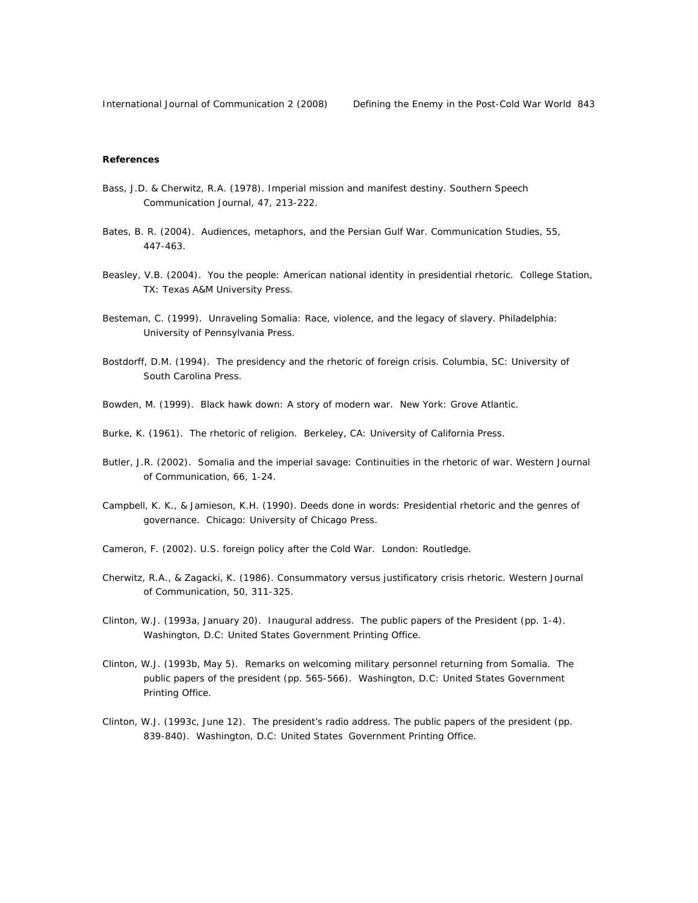**References**

Bass, J.D. & Cherwitz, R.A. (1978). Imperial mission and manifest destiny. Southern Speech Communication Journal, 47, 213-222.

Bates, B. R. (2004). Audiences, metaphors, and the Persian Gulf War. Communication Studies, 55, 447-463.

Beasley, V.B. (2004). You the people: American national identity in presidential rhetoric. College Station, TX: Texas A&M University Press.

Besteman, C. (1999). Unraveling Somalia: Race, violence, and the legacy of slavery. Philadelphia: University of Pennsylvania Press.

Bostdorff, D.M. (1994). The presidency and the rhetoric of foreign crisis. Columbia, SC: University of South Carolina Press.

Bowden, M. (1999). Black hawk down: A story of modern war. New York: Grove Atlantic.

Burke, K. (1961). The rhetoric of religion. Berkeley, CA: University of California Press.

Butler, J.R. (2002). Somalia and the imperial savage: Continuities in the rhetoric of war. Western Journal of Communication, 66, 1-24.

Campbell, K. K., & Jamieson, K.H. (1990). Deeds done in words: Presidential rhetoric and the genres of governance. Chicago: University of Chicago Press.

Cameron, F. (2002). U.S. foreign policy after the Cold War. London: Routledge.

Cherwitz, R.A., & Zagacki, K. (1986). Consummatory versus justificatory crisis rhetoric. Western Journal of Communication, 50, 311-325.

Clinton, W.J. (1993a, January 20). Inaugural address. The public papers of the President (pp. 1-4). Washington, D.C: United States Government Printing Office.

Clinton, W.J. (1993b, May 5). Remarks on welcoming military personnel returning from Somalia. The public papers of the president (pp. 565-566). Washington, D.C: United States Government Printing Office.

Clinton, W.J. (1993c, June 12). The president's radio address. The public papers of the president (pp. 839-840). Washington, D.C: United States Government Printing Office.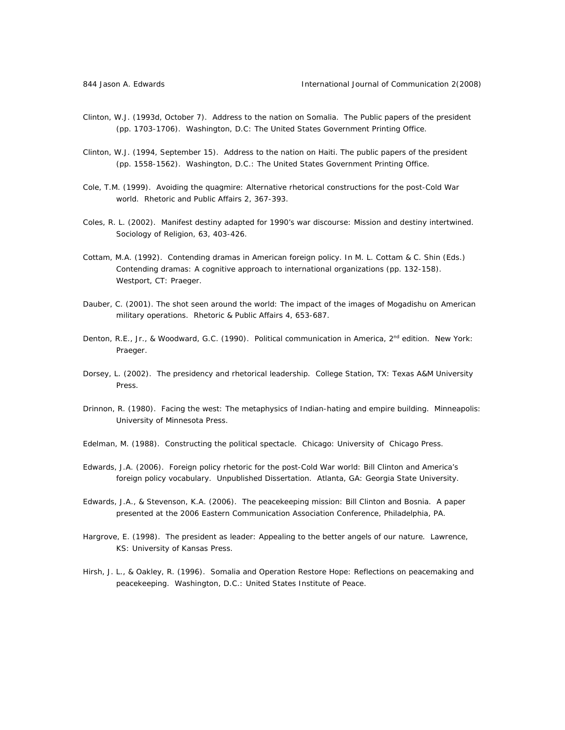Clinton, W.J. (1993d, October 7). Address to the nation on Somalia. The Public papers of the president (pp. 1703-1706). Washington, D.C: The United States Government Printing Office.

Clinton, W.J. (1994, September 15). Address to the nation on Haiti. The public papers of the president (pp. 1558-1562). Washington, D.C.: The United States Government Printing Office.

Cole, T.M. (1999). Avoiding the quagmire: Alternative rhetorical constructions for the post-Cold War world. Rhetoric and Public Affairs 2, 367-393.

Coles, R. L. (2002). Manifest destiny adapted for 1990's war discourse: Mission and destiny intertwined. Sociology of Religion, 63, 403-426.

Cottam, M.A. (1992). Contending dramas in American foreign policy. In M. L. Cottam & C. Shin (Eds.) Contending dramas: A cognitive approach to international organizations (pp. 132-158). Westport, CT: Praeger.

Dauber, C. (2001). The shot seen around the world: The impact of the images of Mogadishu on American military operations. Rhetoric & Public Affairs 4, 653-687.

Denton, R.E., Jr., & Woodward, G.C. (1990). Political communication in America, 2nd edition. New York: Praeger.

Dorsey, L. (2002). The presidency and rhetorical leadership. College Station, TX: Texas A&M University Press.

Drinnon, R. (1980). Facing the west: The metaphysics of Indian-hating and empire building. Minneapolis: University of Minnesota Press.

Edelman, M. (1988). Constructing the political spectacle. Chicago: University of Chicago Press.

Edwards, J.A. (2006). Foreign policy rhetoric for the post-Cold War world: Bill Clinton and America's foreign policy vocabulary. Unpublished Dissertation. Atlanta, GA: Georgia State University.

Edwards, J.A., & Stevenson, K.A. (2006). The peacekeeping mission: Bill Clinton and Bosnia. A paper presented at the 2006 Eastern Communication Association Conference, Philadelphia, PA.

Hargrove, E. (1998). The president as leader: Appealing to the better angels of our nature. Lawrence, KS: University of Kansas Press.

Hirsh, J. L., & Oakley, R. (1996). Somalia and Operation Restore Hope: Reflections on peacemaking and peacekeeping. Washington, D.C.: United States Institute of Peace.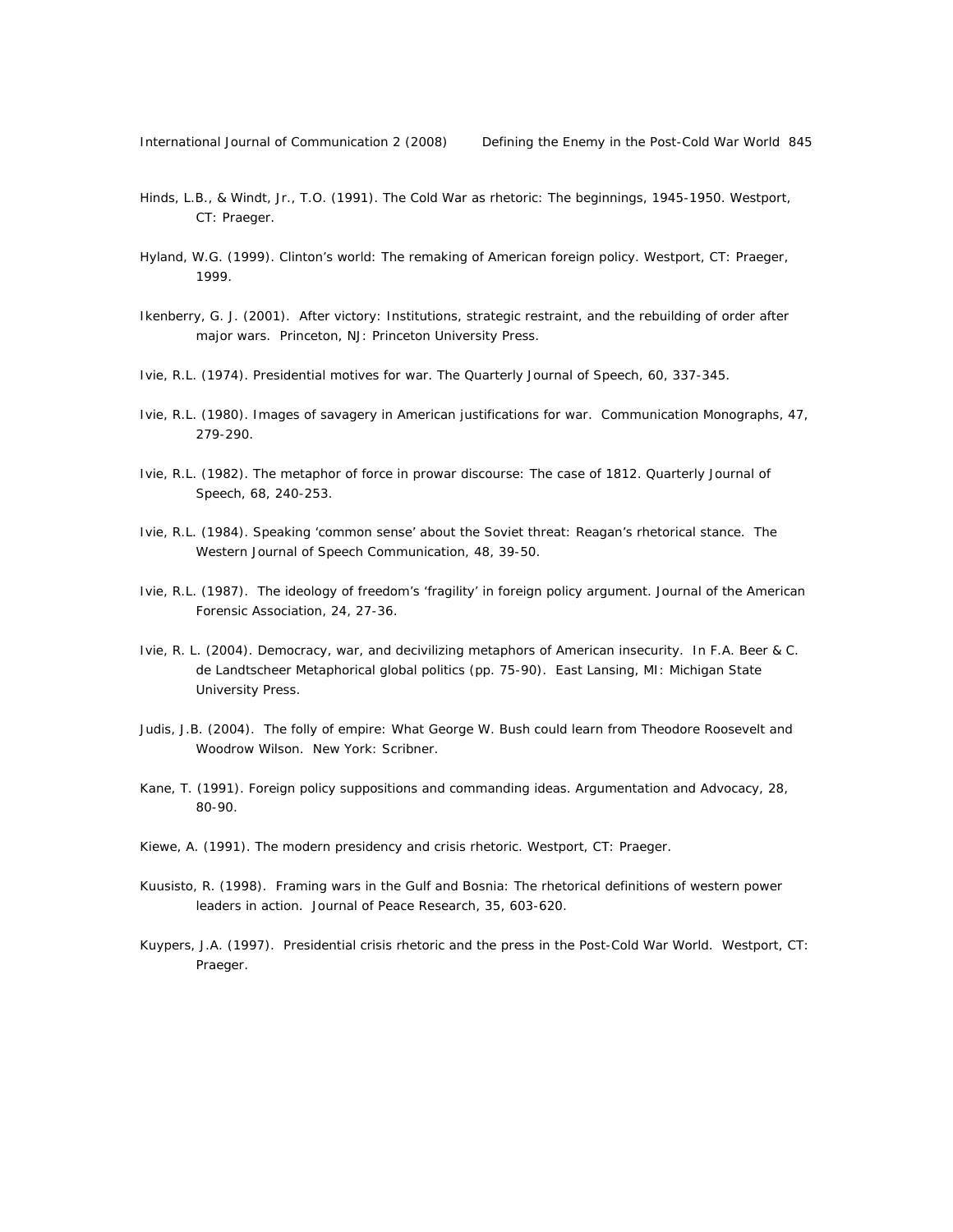Hinds, L.B., & Windt, Jr., T.O. (1991). The Cold War as rhetoric: The beginnings, 1945-1950. Westport, CT: Praeger.

Hyland, W.G. (1999). Clinton's world: The remaking of American foreign policy. Westport, CT: Praeger, 1999.

Ikenberry, G. J. (2001). After victory: Institutions, strategic restraint, and the rebuilding of order after major wars. Princeton, NJ: Princeton University Press.

Ivie, R.L. (1974). Presidential motives for war. The Quarterly Journal of Speech, 60, 337-345.

Ivie, R.L. (1980). Images of savagery in American justifications for war. Communication Monographs, 47, 279-290.

Ivie, R.L. (1982). The metaphor of force in prowar discourse: The case of 1812. Quarterly Journal of Speech, 68, 240-253.

Ivie, R.L. (1984). Speaking 'common sense' about the Soviet threat: Reagan's rhetorical stance. The Western Journal of Speech Communication, 48, 39-50.

Ivie, R.L. (1987). The ideology of freedom's 'fragility' in foreign policy argument. Journal of the American Forensic Association, 24, 27-36.

Ivie, R. L. (2004). Democracy, war, and decivilizing metaphors of American insecurity. In F.A. Beer & C. de Landtscheer Metaphorical global politics (pp. 75-90). East Lansing, MI: Michigan State University Press.

Judis, J.B. (2004). The folly of empire: What George W. Bush could learn from Theodore Roosevelt and Woodrow Wilson. New York: Scribner.

Kane, T. (1991). Foreign policy suppositions and commanding ideas. Argumentation and Advocacy, 28, 80-90.

Kiewe, A. (1991). The modern presidency and crisis rhetoric. Westport, CT: Praeger.

Kuusisto, R. (1998). Framing wars in the Gulf and Bosnia: The rhetorical definitions of western power leaders in action. Journal of Peace Research, 35, 603-620.

Kuypers, J.A. (1997). Presidential crisis rhetoric and the press in the Post-Cold War World. Westport, CT: Praeger.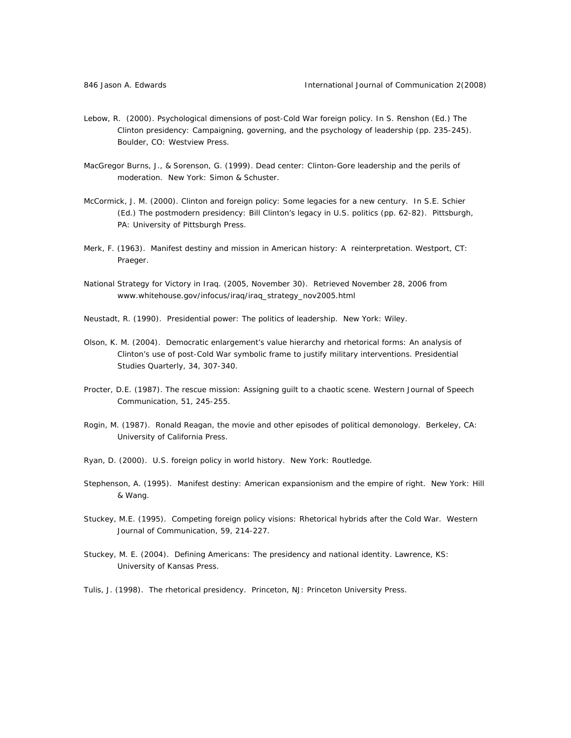Lebow, R. (2000). Psychological dimensions of post-Cold War foreign policy. In S. Renshon (Ed.) The Clinton presidency: Campaigning, governing, and the psychology of leadership (pp. 235-245). Boulder, CO: Westview Press.

MacGregor Burns, J., & Sorenson, G. (1999). Dead center: Clinton-Gore leadership and the perils of moderation. New York: Simon & Schuster.

McCormick, J. M. (2000). Clinton and foreign policy: Some legacies for a new century. In S.E. Schier (Ed.) The postmodern presidency: Bill Clinton's legacy in U.S. politics (pp. 62-82). Pittsburgh, PA: University of Pittsburgh Press.

Merk, F. (1963). Manifest destiny and mission in American history: A reinterpretation. Westport, CT: Praeger.

National Strategy for Victory in Iraq. (2005, November 30). Retrieved November 28, 2006 from www.whitehouse.gov/infocus/iraq/iraq_strategy_nov2005.html

Neustadt, R. (1990). Presidential power: The politics of leadership. New York: Wiley.

Olson, K. M. (2004). Democratic enlargement's value hierarchy and rhetorical forms: An analysis of Clinton's use of post-Cold War symbolic frame to justify military interventions. Presidential Studies Quarterly, 34, 307-340.

Procter, D.E. (1987). The rescue mission: Assigning guilt to a chaotic scene. Western Journal of Speech Communication, 51, 245-255.

Rogin, M. (1987). Ronald Reagan, the movie and other episodes of political demonology. Berkeley, CA: University of California Press.

Ryan, D. (2000). U.S. foreign policy in world history. New York: Routledge.

Stephenson, A. (1995). Manifest destiny: American expansionism and the empire of right. New York: Hill & Wang.

Stuckey, M.E. (1995). Competing foreign policy visions: Rhetorical hybrids after the Cold War. Western Journal of Communication, 59, 214-227.

Stuckey, M. E. (2004). Defining Americans: The presidency and national identity. Lawrence, KS: University of Kansas Press.

Tulis, J. (1998). The rhetorical presidency. Princeton, NJ: Princeton University Press.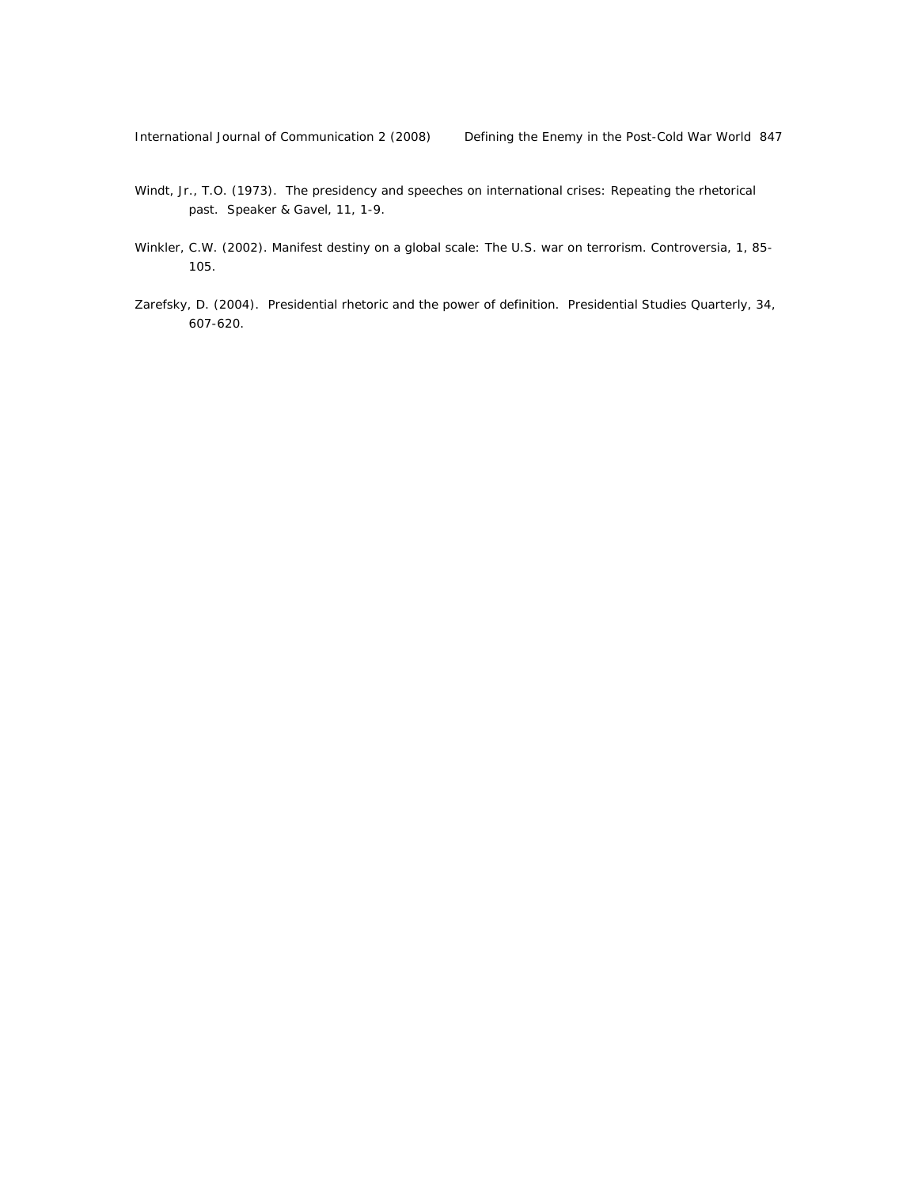Windt, Jr., T.O. (1973). The presidency and speeches on international crises: Repeating the rhetorical past. Speaker & Gavel, 11, 1-9.

Winkler, C.W. (2002). Manifest destiny on a global scale: The U.S. war on terrorism. Controversia, 1, 85-105.

Zarefsky, D. (2004). Presidential rhetoric and the power of definition. Presidential Studies Quarterly, 34, 607-620.